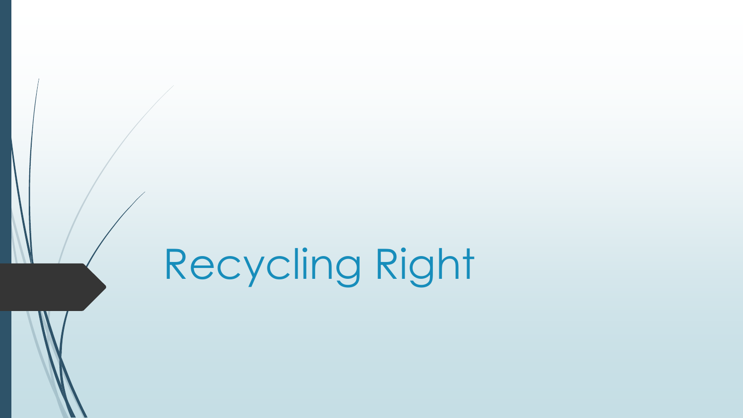# Recycling Right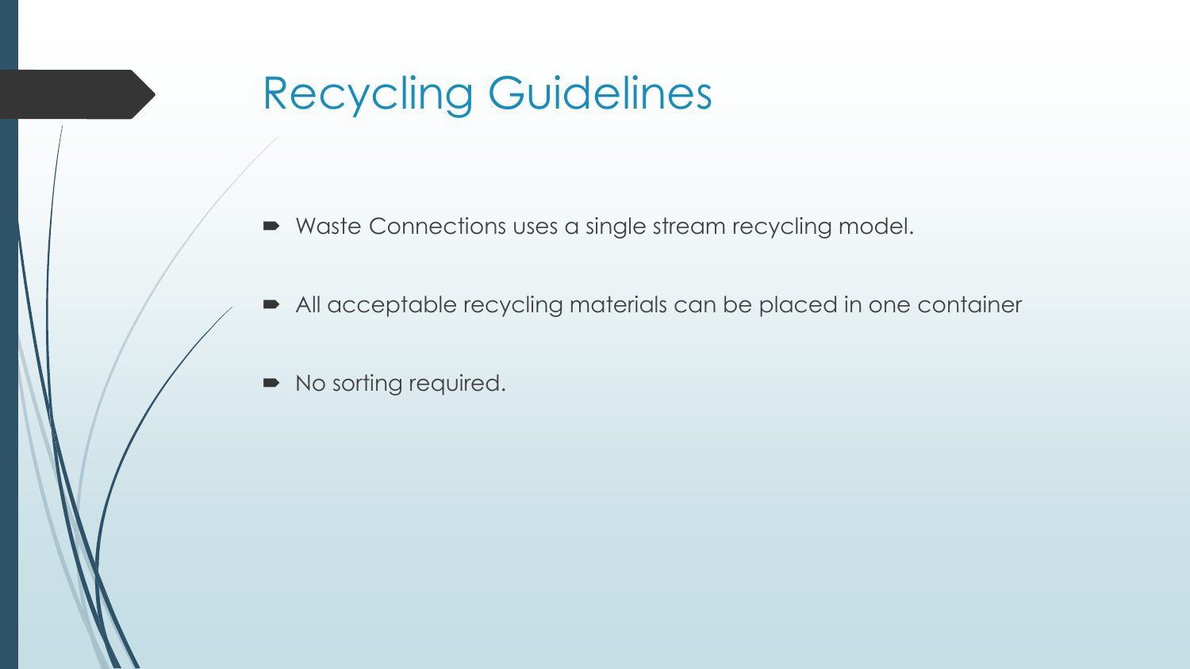# Recycling Guidelines

- Waste Connections uses a single stream recycling model.
- All acceptable recycling materials can be placed in one container
- No sorting required.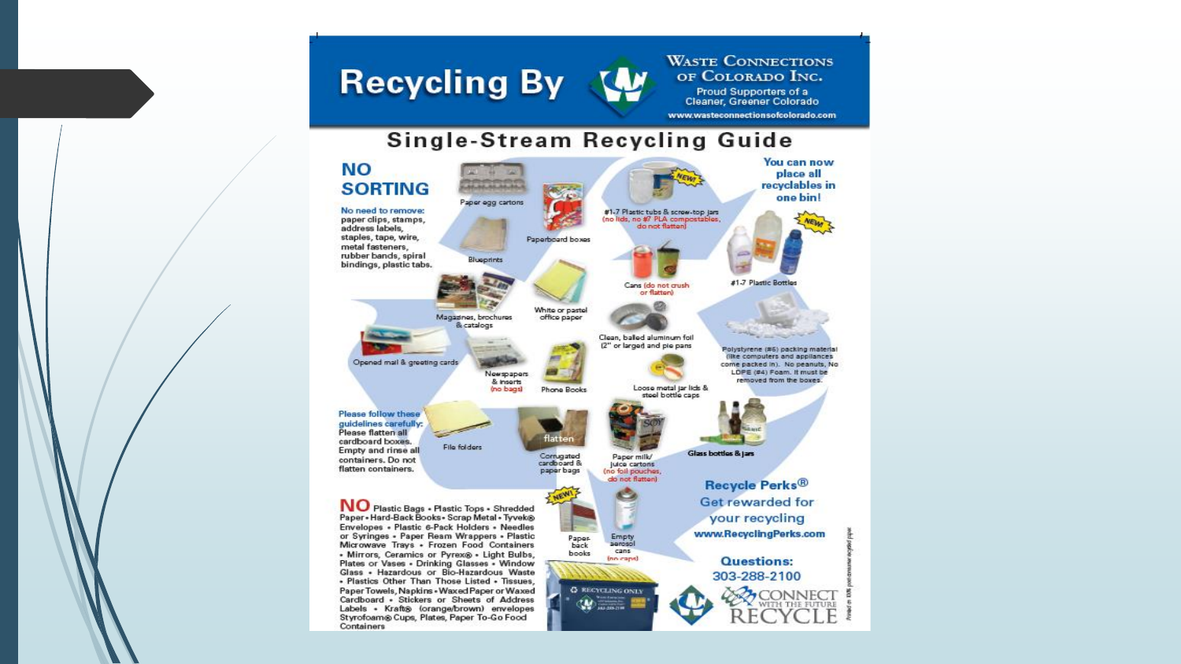# Recycling By

**Waste Connections of Colorado Inc.**

Proud Supporters of a Cleaner, Greener Colorado

www.wasteconnectionsofcolorado.com

## Single-Stream Recycling Guide

### NO SORTING

No need to remove: paper clips, stamps, address labels, staples, tape, wire, metal fasteners, rubber bands, spiral bindings, plastic tabs.

You can now place all recyclables in one bin!

- Paper egg cartons
- Paperboard boxes
- Blueprints
- #1-7 Plastic tubs & screw-top jars (no lids, no #7 PLA compostables, do not flatten) NEW!
- #1-7 Plastic Bottles NEW!
- Cans (do not crush or flatten)
- Magazines, brochures & catalogs
- White or pastel office paper
- Clean, balled aluminum foil (2" or larger) and pie pans
- Opened mail & greeting cards
- Newspapers & inserts (no bags)
- Phone Books
- Polystyrene (#6) packing material (like computers and appliances come packed in). No peanuts, No LDPE (#4) Foam. It must be removed from the boxes.
- Loose metal jar lids & steel bottle caps
- File folders
- Corrugated cardboard & paper bags (flatten)
- Paper milk/juice cartons (no foil pouches, do not flatten)
- Glass bottles & jars
- Paper back books NEW!
- Empty aerosol cans (no caps)

**Please follow these guidelines carefully:** Please flatten all cardboard boxes. Empty and rinse all containers. Do not flatten containers.

**NO** Plastic Bags • Plastic Tops • Shredded Paper • Hard-Back Books • Scrap Metal • Tyvek® Envelopes • Plastic 6-Pack Holders • Needles or Syringes • Paper Ream Wrappers • Plastic Microwave Trays • Frozen Food Containers • Mirrors, Ceramics or Pyrex® • Light Bulbs, Plates or Vases • Drinking Glasses • Window Glass • Hazardous or Bio-Hazardous Waste • Plastics Other Than Those Listed • Tissues, Paper Towels, Napkins • Waxed Paper or Waxed Cardboard • Stickers or Sheets of Address Labels • Kraft® (orange/brown) envelopes Styrofoam® Cups, Plates, Paper To-Go Food Containers

**Recycle Perks®**
Get rewarded for your recycling
www.RecyclingPerks.com

**Questions:**
303-288-2100

CONNECT WITH THE FUTURE RECYCLE

Printed on 100% post-consumer recycled paper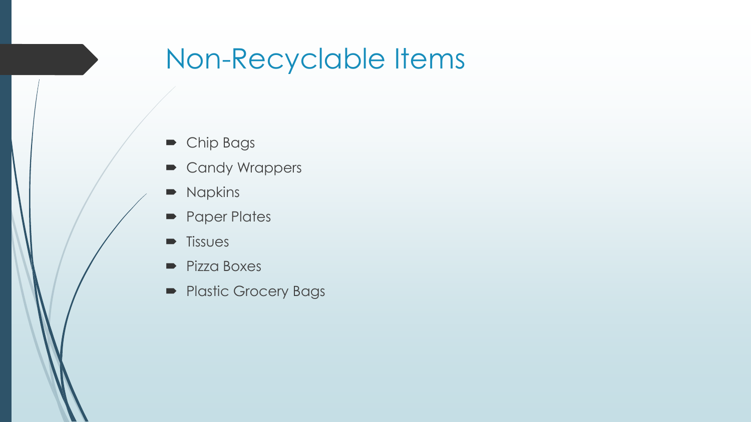# Non-Recyclable Items

- Chip Bags
- Candy Wrappers
- Napkins
- Paper Plates
- Tissues
- Pizza Boxes
- Plastic Grocery Bags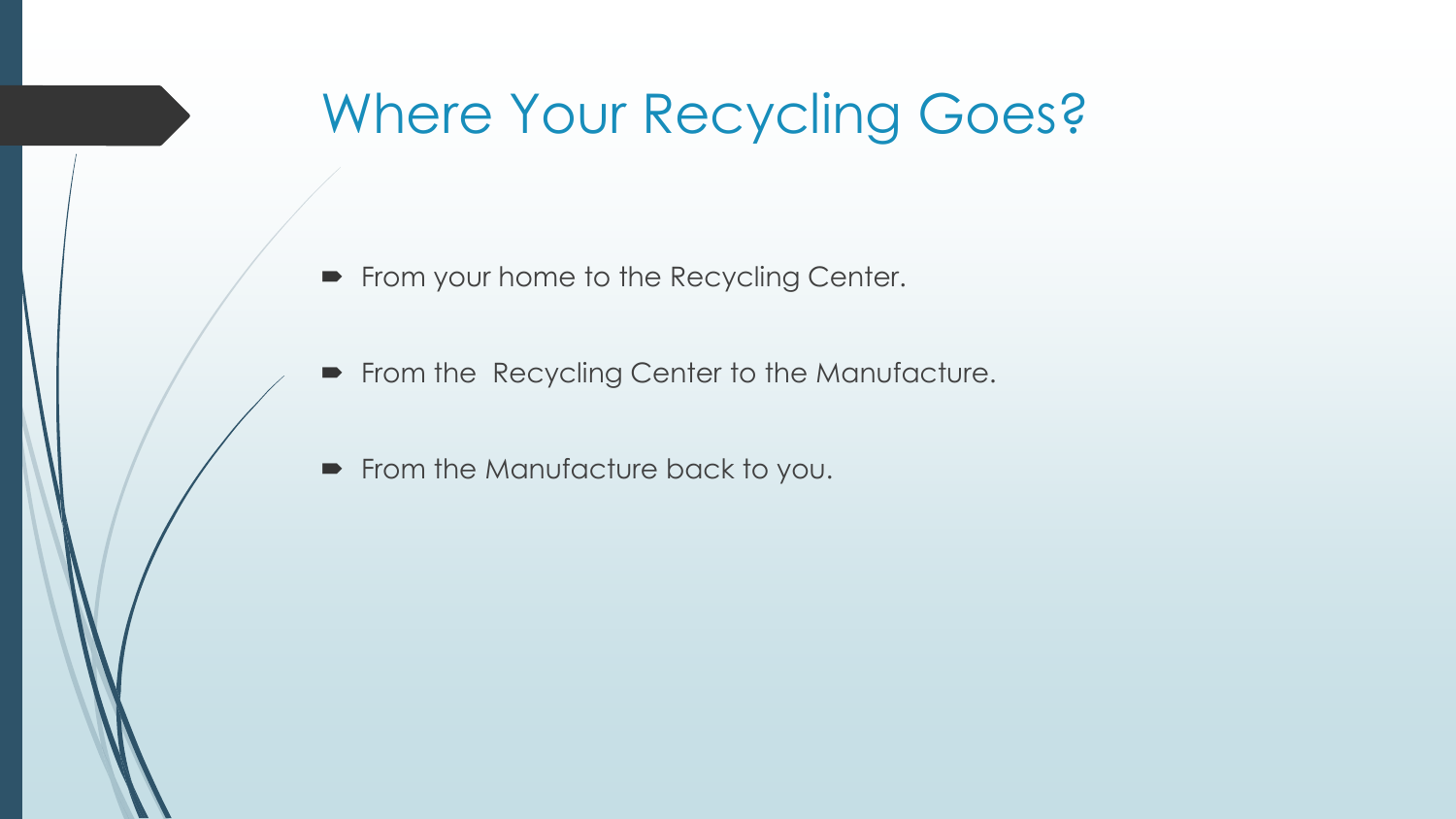# Where Your Recycling Goes?

- From your home to the Recycling Center.
- From the  Recycling Center to the Manufacture.
- From the Manufacture back to you.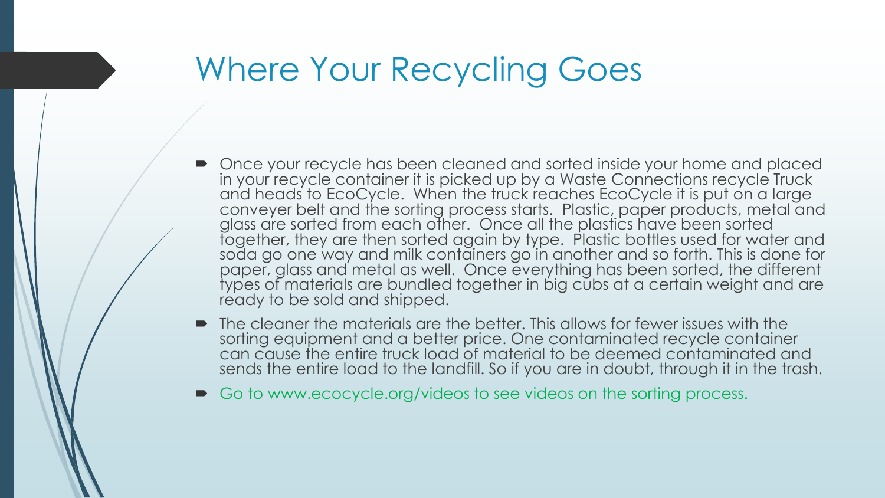# Where Your Recycling Goes

- Once your recycle has been cleaned and sorted inside your home and placed in your recycle container it is picked up by a Waste Connections recycle Truck and heads to EcoCycle. When the truck reaches EcoCycle it is put on a large conveyer belt and the sorting process starts. Plastic, paper products, metal and glass are sorted from each other. Once all the plastics have been sorted together, they are then sorted again by type. Plastic bottles used for water and soda go one way and milk containers go in another and so forth. This is done for paper, glass and metal as well. Once everything has been sorted, the different types of materials are bundled together in big cubs at a certain weight and are ready to be sold and shipped.
- The cleaner the materials are the better. This allows for fewer issues with the sorting equipment and a better price. One contaminated recycle container can cause the entire truck load of material to be deemed contaminated and sends the entire load to the landfill. So if you are in doubt, through it in the trash.
- Go to www.ecocycle.org/videos to see videos on the sorting process.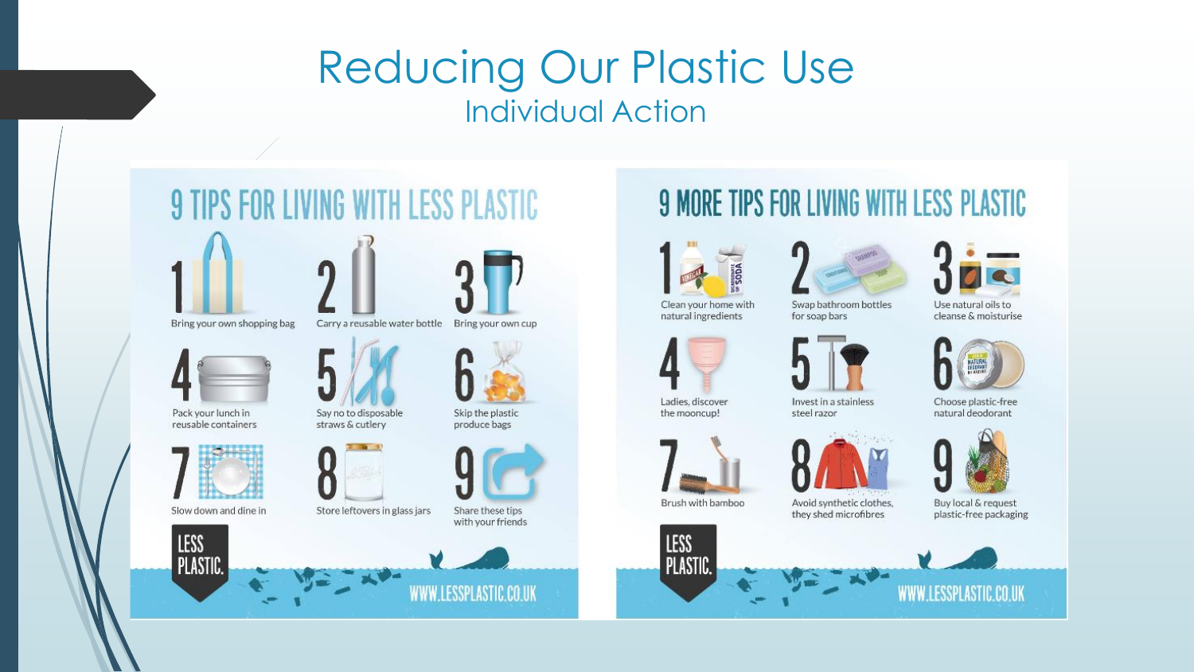# Reducing Our Plastic Use

## Individual Action

### 9 TIPS FOR LIVING WITH LESS PLASTIC

1. Bring your own shopping bag
2. Carry a reusable water bottle
3. Bring your own cup
4. Pack your lunch in reusable containers
5. Say no to disposable straws & cutlery
6. Skip the plastic produce bags
7. Slow down and dine in
8. Store leftovers in glass jars
9. Share these tips with your friends

LESS PLASTIC.

WWW.LESSPLASTIC.CO.UK

### 9 MORE TIPS FOR LIVING WITH LESS PLASTIC

1. Clean your home with natural ingredients
2. Swap bathroom bottles for soap bars
3. Use natural oils to cleanse & moisturise
4. Ladies, discover the mooncup!
5. Invest in a stainless steel razor
6. Choose plastic-free natural deodorant
7. Brush with bamboo
8. Avoid synthetic clothes, they shed microfibres
9. Buy local & request plastic-free packaging

LESS PLASTIC.

WWW.LESSPLASTIC.CO.UK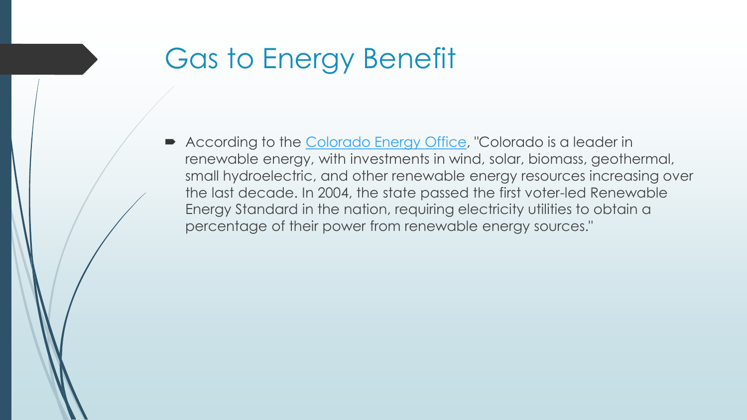# Gas to Energy Benefit

- According to the [Colorado Energy Office](), "Colorado is a leader in renewable energy, with investments in wind, solar, biomass, geothermal, small hydroelectric, and other renewable energy resources increasing over the last decade. In 2004, the state passed the first voter-led Renewable Energy Standard in the nation, requiring electricity utilities to obtain a percentage of their power from renewable energy sources."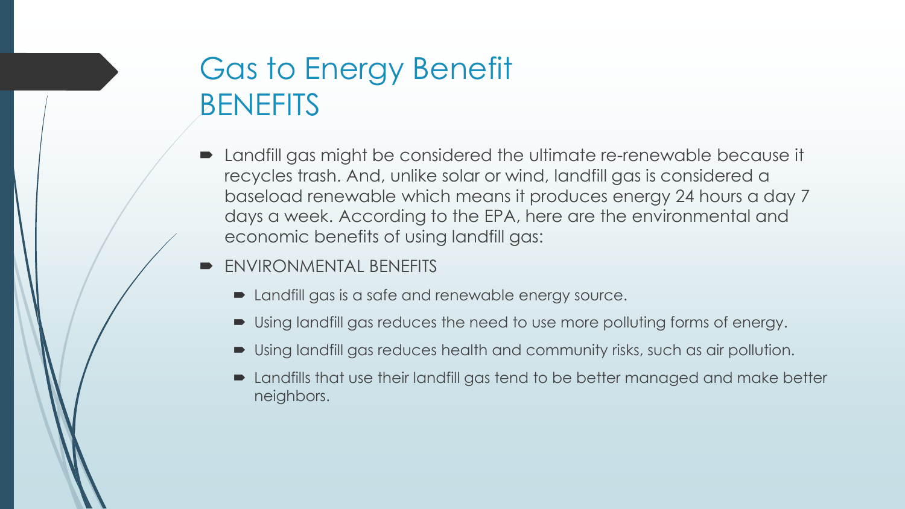# Gas to Energy Benefit
# BENEFITS

- Landfill gas might be considered the ultimate re-renewable because it recycles trash. And, unlike solar or wind, landfill gas is considered a baseload renewable which means it produces energy 24 hours a day 7 days a week. According to the EPA, here are the environmental and economic benefits of using landfill gas:
- ENVIRONMENTAL BENEFITS
  - Landfill gas is a safe and renewable energy source.
  - Using landfill gas reduces the need to use more polluting forms of energy.
  - Using landfill gas reduces health and community risks, such as air pollution.
  - Landfills that use their landfill gas tend to be better managed and make better neighbors.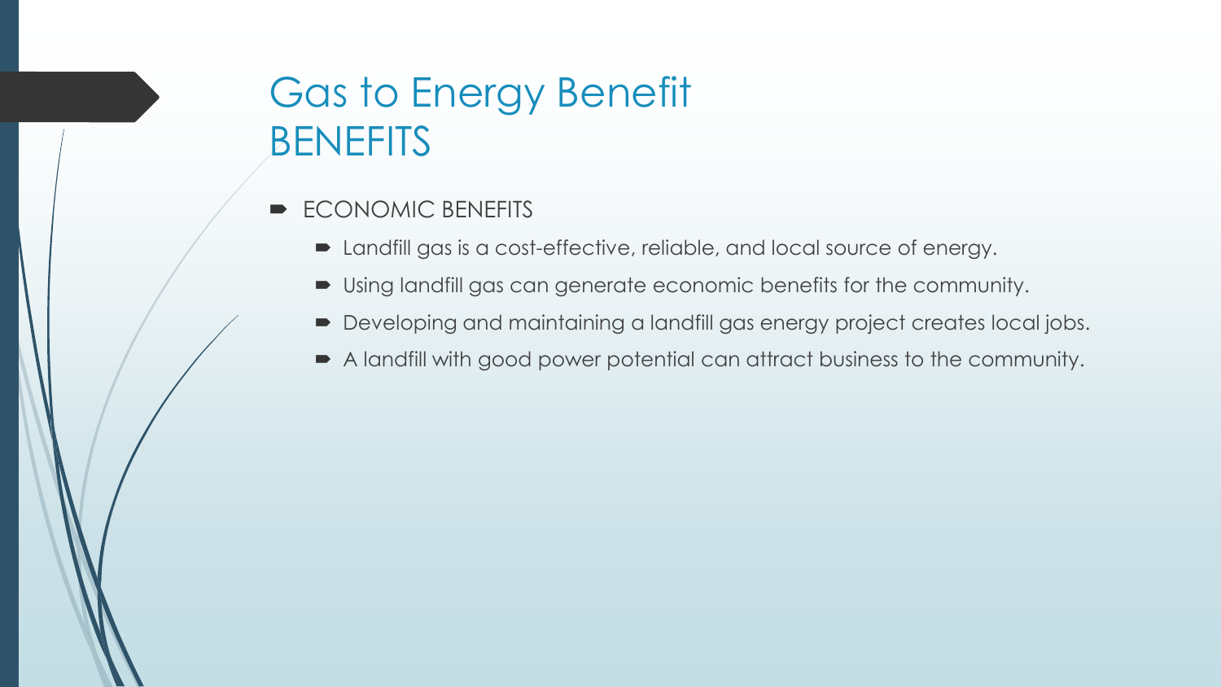# Gas to Energy Benefit
# BENEFITS

- ECONOMIC BENEFITS
  - Landfill gas is a cost-effective, reliable, and local source of energy.
  - Using landfill gas can generate economic benefits for the community.
  - Developing and maintaining a landfill gas energy project creates local jobs.
  - A landfill with good power potential can attract business to the community.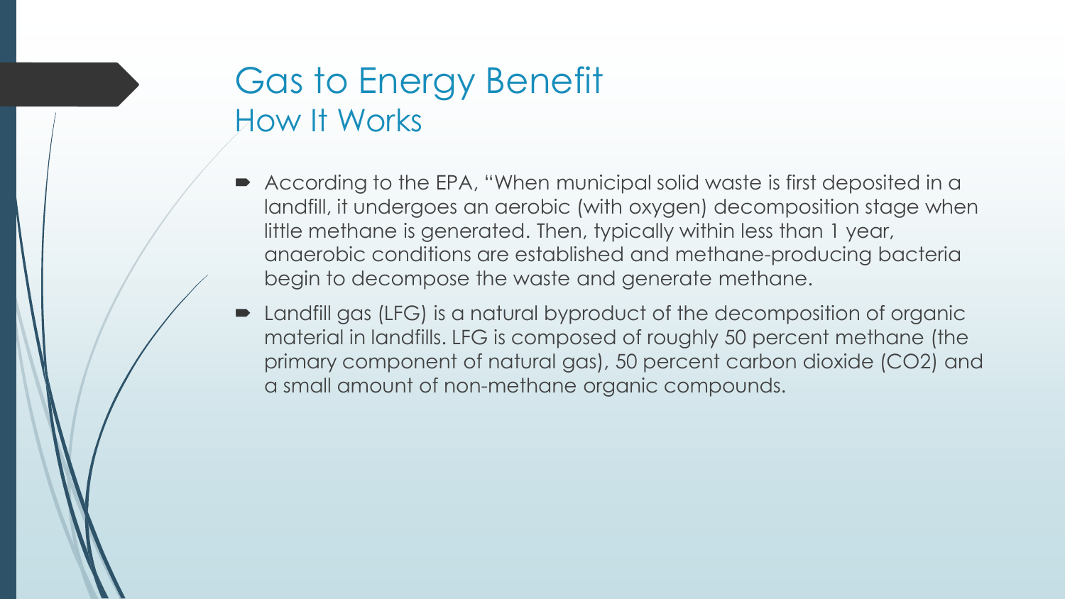# Gas to Energy Benefit

## How It Works

- According to the EPA, "When municipal solid waste is first deposited in a landfill, it undergoes an aerobic (with oxygen) decomposition stage when little methane is generated. Then, typically within less than 1 year, anaerobic conditions are established and methane-producing bacteria begin to decompose the waste and generate methane.
- Landfill gas (LFG) is a natural byproduct of the decomposition of organic material in landfills. LFG is composed of roughly 50 percent methane (the primary component of natural gas), 50 percent carbon dioxide ($CO_2$) and a small amount of non-methane organic compounds.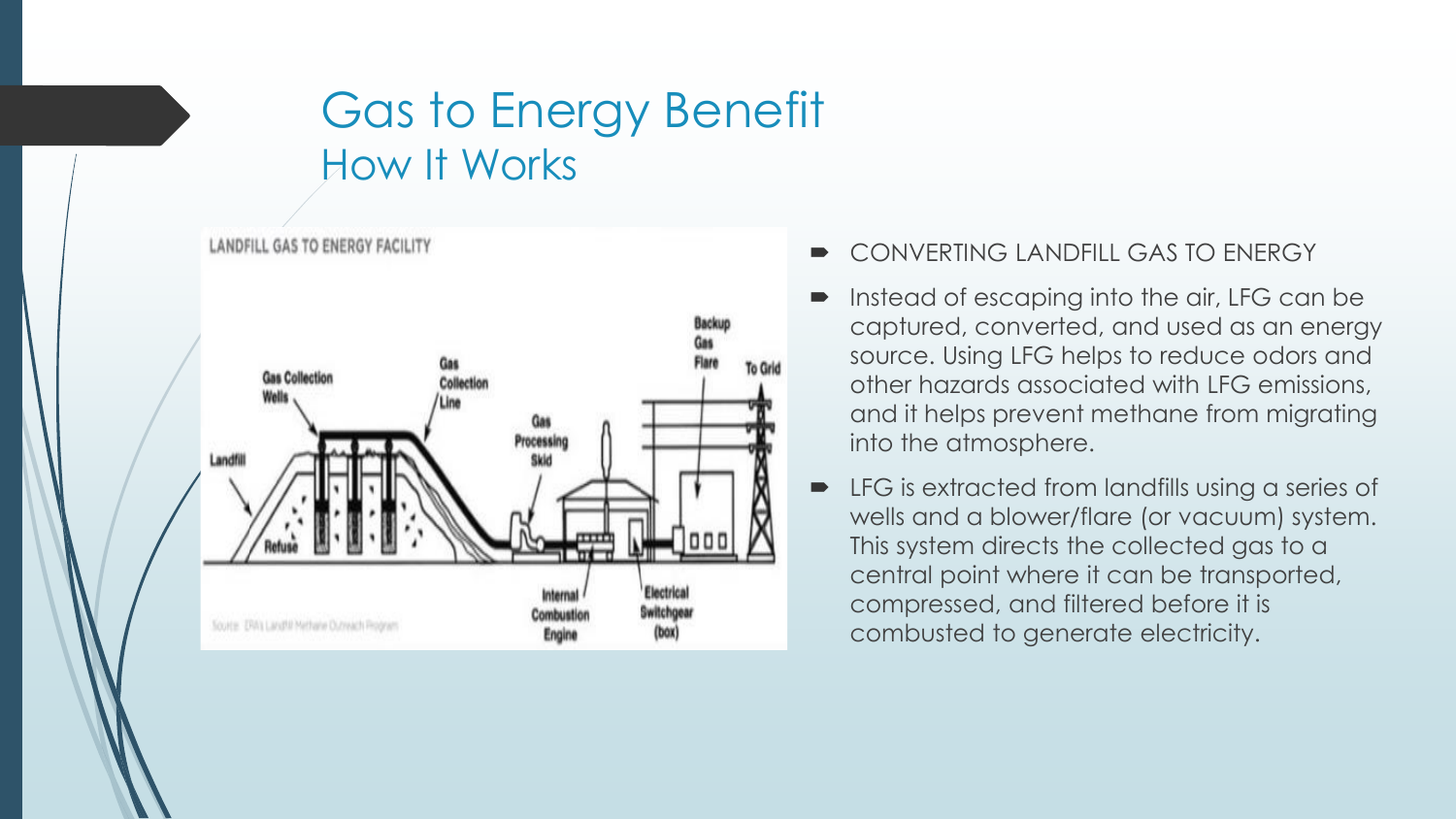# Gas to Energy Benefit

## How It Works

- CONVERTING LANDFILL GAS TO ENERGY
- Instead of escaping into the air, LFG can be captured, converted, and used as an energy source. Using LFG helps to reduce odors and other hazards associated with LFG emissions, and it helps prevent methane from migrating into the atmosphere.
- LFG is extracted from landfills using a series of wells and a blower/flare (or vacuum) system. This system directs the collected gas to a central point where it can be transported, compressed, and filtered before it is combusted to generate electricity.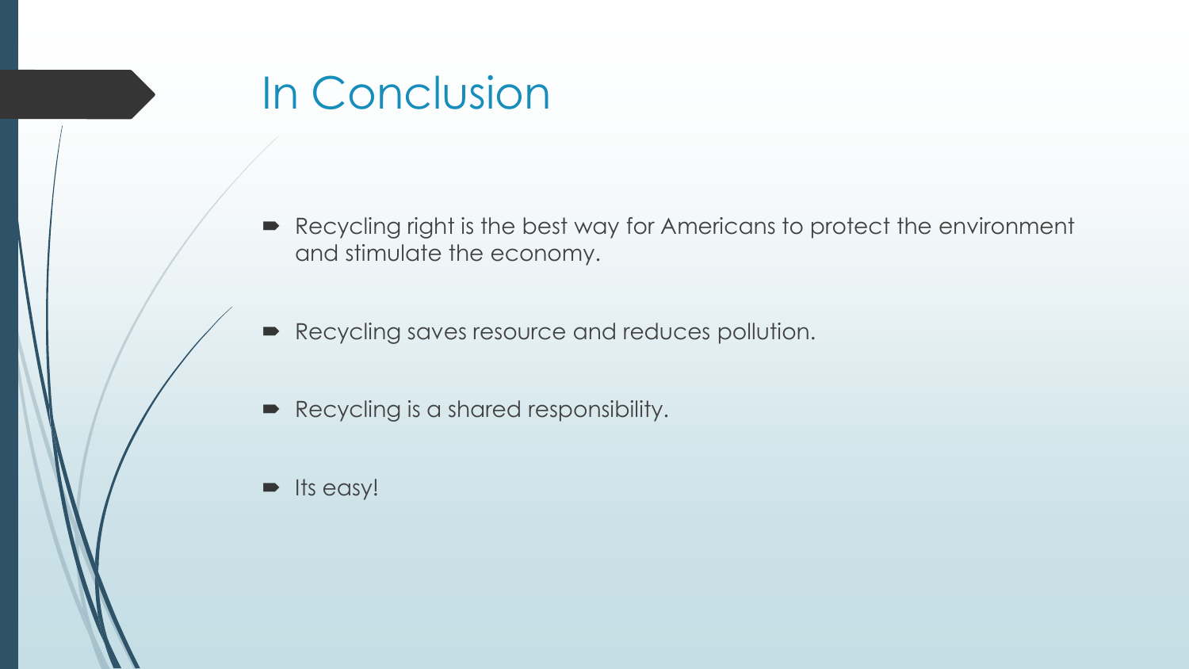# In Conclusion

- Recycling right is the best way for Americans to protect the environment and stimulate the economy.
- Recycling saves resource and reduces pollution.
- Recycling is a shared responsibility.
- Its easy!